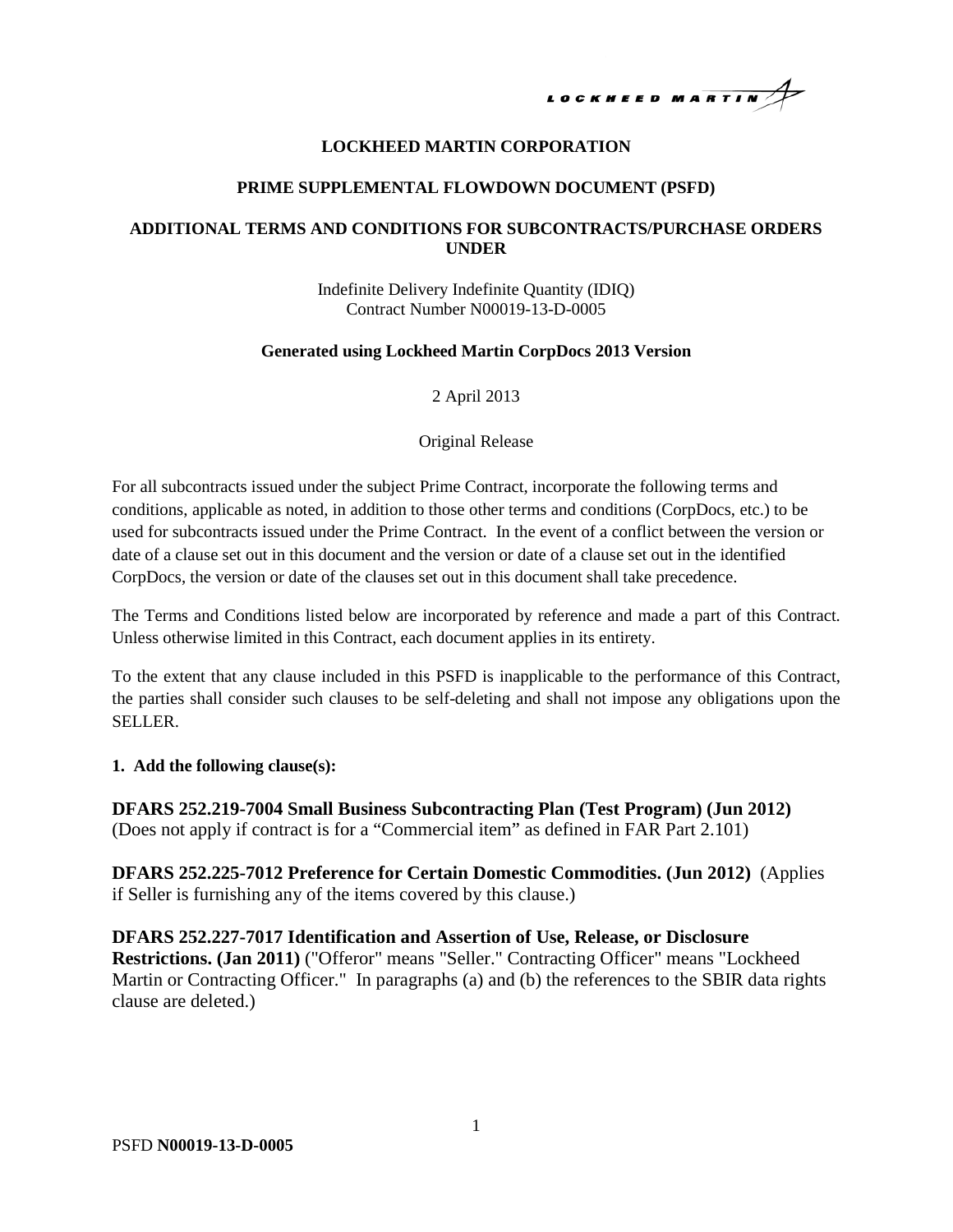**LOCKHEED MARTIN CORPORATION**

**PRIME SUPPLEMENTAL FLOWDOWN DOCUMENT (PSFD)**

**ADDITIONAL TERMS AND CONDITIONS FOR SUBCONTRACTS/PURCHASE ORDERS UNDER**

Indefinite Delivery Indefinite Quantity (IDIQ)
Contract Number N00019-13-D-0005

**Generated using Lockheed Martin CorpDocs 2013 Version**

2 April 2013

Original Release

For all subcontracts issued under the subject Prime Contract, incorporate the following terms and conditions, applicable as noted, in addition to those other terms and conditions (CorpDocs, etc.) to be used for subcontracts issued under the Prime Contract. In the event of a conflict between the version or date of a clause set out in this document and the version or date of a clause set out in the identified CorpDocs, the version or date of the clauses set out in this document shall take precedence.

The Terms and Conditions listed below are incorporated by reference and made a part of this Contract. Unless otherwise limited in this Contract, each document applies in its entirety.

To the extent that any clause included in this PSFD is inapplicable to the performance of this Contract, the parties shall consider such clauses to be self-deleting and shall not impose any obligations upon the SELLER.

**1. Add the following clause(s):**

**DFARS 252.219-7004 Small Business Subcontracting Plan (Test Program) (Jun 2012)** (Does not apply if contract is for a "Commercial item" as defined in FAR Part 2.101)

**DFARS 252.225-7012 Preference for Certain Domestic Commodities. (Jun 2012)** (Applies if Seller is furnishing any of the items covered by this clause.)

**DFARS 252.227-7017 Identification and Assertion of Use, Release, or Disclosure Restrictions. (Jan 2011)** ("Offeror" means "Seller." Contracting Officer" means "Lockheed Martin or Contracting Officer." In paragraphs (a) and (b) the references to the SBIR data rights clause are deleted.)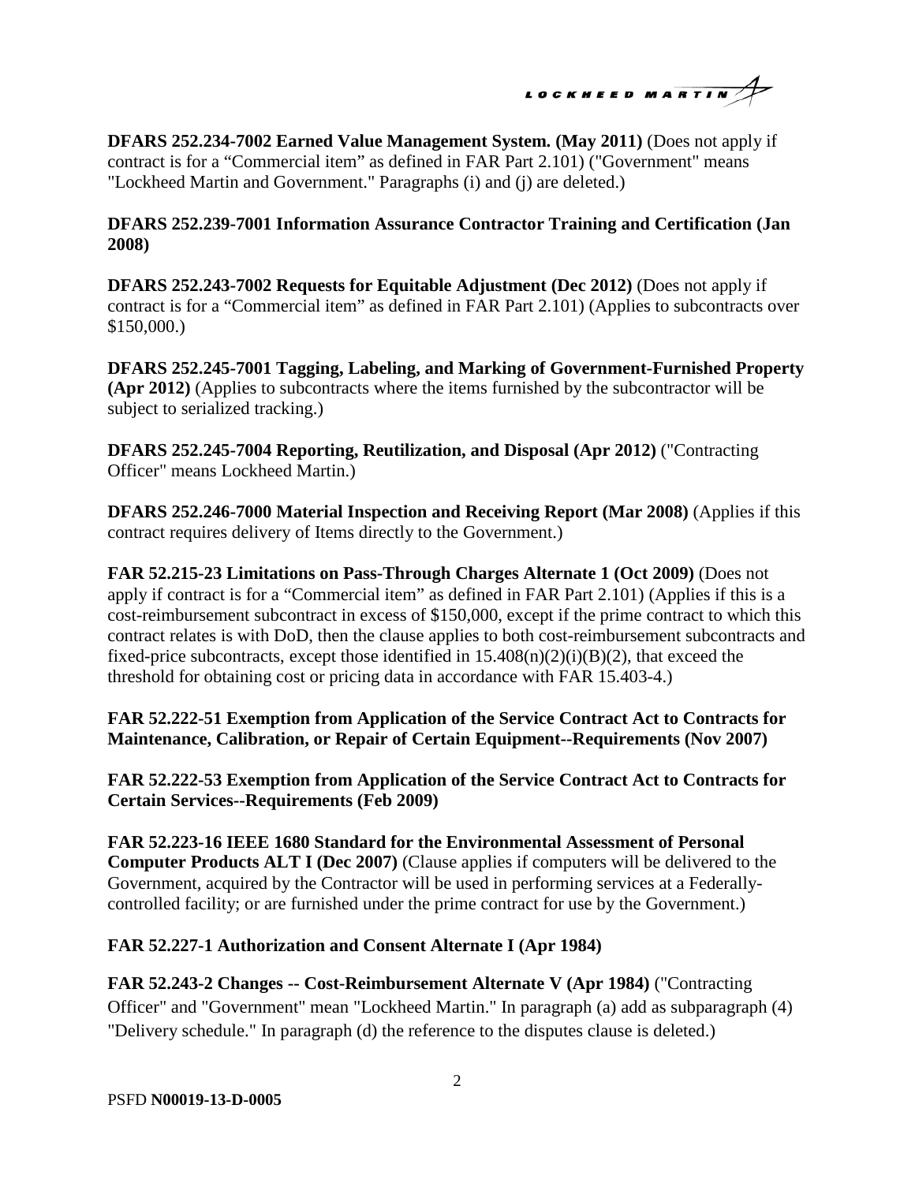**DFARS 252.234-7002 Earned Value Management System. (May 2011)** (Does not apply if contract is for a "Commercial item" as defined in FAR Part 2.101) ("Government" means "Lockheed Martin and Government." Paragraphs (i) and (j) are deleted.)

**DFARS 252.239-7001 Information Assurance Contractor Training and Certification (Jan 2008)**

**DFARS 252.243-7002 Requests for Equitable Adjustment (Dec 2012)** (Does not apply if contract is for a "Commercial item" as defined in FAR Part 2.101) (Applies to subcontracts over $150,000.)

**DFARS 252.245-7001 Tagging, Labeling, and Marking of Government-Furnished Property (Apr 2012)** (Applies to subcontracts where the items furnished by the subcontractor will be subject to serialized tracking.)

**DFARS 252.245-7004 Reporting, Reutilization, and Disposal (Apr 2012)** ("Contracting Officer" means Lockheed Martin.)

**DFARS 252.246-7000 Material Inspection and Receiving Report (Mar 2008)** (Applies if this contract requires delivery of Items directly to the Government.)

**FAR 52.215-23 Limitations on Pass-Through Charges Alternate 1 (Oct 2009)** (Does not apply if contract is for a "Commercial item" as defined in FAR Part 2.101) (Applies if this is a cost-reimbursement subcontract in excess of $150,000, except if the prime contract to which this contract relates is with DoD, then the clause applies to both cost-reimbursement subcontracts and fixed-price subcontracts, except those identified in 15.408(n)(2)(i)(B)(2), that exceed the threshold for obtaining cost or pricing data in accordance with FAR 15.403-4.)

**FAR 52.222-51 Exemption from Application of the Service Contract Act to Contracts for Maintenance, Calibration, or Repair of Certain Equipment--Requirements (Nov 2007)**

**FAR 52.222-53 Exemption from Application of the Service Contract Act to Contracts for Certain Services--Requirements (Feb 2009)**

**FAR 52.223-16 IEEE 1680 Standard for the Environmental Assessment of Personal Computer Products ALT I (Dec 2007)** (Clause applies if computers will be delivered to the Government, acquired by the Contractor will be used in performing services at a Federally-controlled facility; or are furnished under the prime contract for use by the Government.)

**FAR 52.227-1 Authorization and Consent Alternate I (Apr 1984)**

**FAR 52.243-2 Changes -- Cost-Reimbursement Alternate V (Apr 1984)** ("Contracting Officer" and "Government" mean "Lockheed Martin." In paragraph (a) add as subparagraph (4) "Delivery schedule." In paragraph (d) the reference to the disputes clause is deleted.)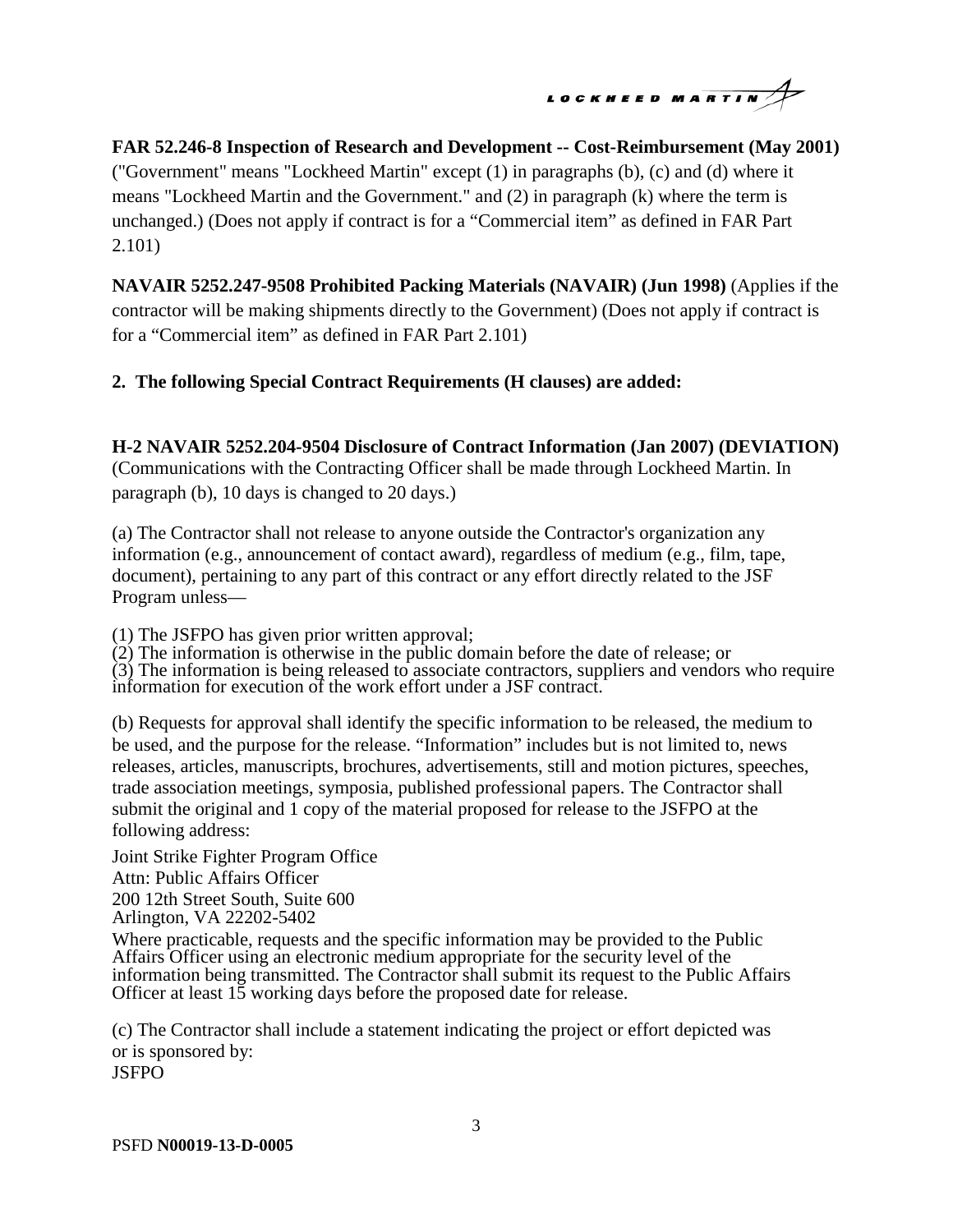**FAR 52.246-8 Inspection of Research and Development -- Cost-Reimbursement (May 2001)** ("Government" means "Lockheed Martin" except (1) in paragraphs (b), (c) and (d) where it means "Lockheed Martin and the Government." and (2) in paragraph (k) where the term is unchanged.) (Does not apply if contract is for a "Commercial item" as defined in FAR Part 2.101)

**NAVAIR 5252.247-9508 Prohibited Packing Materials (NAVAIR) (Jun 1998)** (Applies if the contractor will be making shipments directly to the Government) (Does not apply if contract is for a "Commercial item" as defined in FAR Part 2.101)

**2. The following Special Contract Requirements (H clauses) are added:**

**H-2 NAVAIR 5252.204-9504 Disclosure of Contract Information (Jan 2007) (DEVIATION)** (Communications with the Contracting Officer shall be made through Lockheed Martin. In paragraph (b), 10 days is changed to 20 days.)

(a) The Contractor shall not release to anyone outside the Contractor's organization any information (e.g., announcement of contact award), regardless of medium (e.g., film, tape, document), pertaining to any part of this contract or any effort directly related to the JSF Program unless—

(1) The JSFPO has given prior written approval;
(2) The information is otherwise in the public domain before the date of release; or
(3) The information is being released to associate contractors, suppliers and vendors who require information for execution of the work effort under a JSF contract.

(b) Requests for approval shall identify the specific information to be released, the medium to be used, and the purpose for the release. "Information" includes but is not limited to, news releases, articles, manuscripts, brochures, advertisements, still and motion pictures, speeches, trade association meetings, symposia, published professional papers. The Contractor shall submit the original and 1 copy of the material proposed for release to the JSFPO at the following address:

Joint Strike Fighter Program Office
Attn: Public Affairs Officer
200 12th Street South, Suite 600
Arlington, VA 22202-5402

Where practicable, requests and the specific information may be provided to the Public Affairs Officer using an electronic medium appropriate for the security level of the information being transmitted. The Contractor shall submit its request to the Public Affairs Officer at least 15 working days before the proposed date for release.

(c) The Contractor shall include a statement indicating the project or effort depicted was or is sponsored by:
JSFPO

PSFD **N00019-13-D-0005**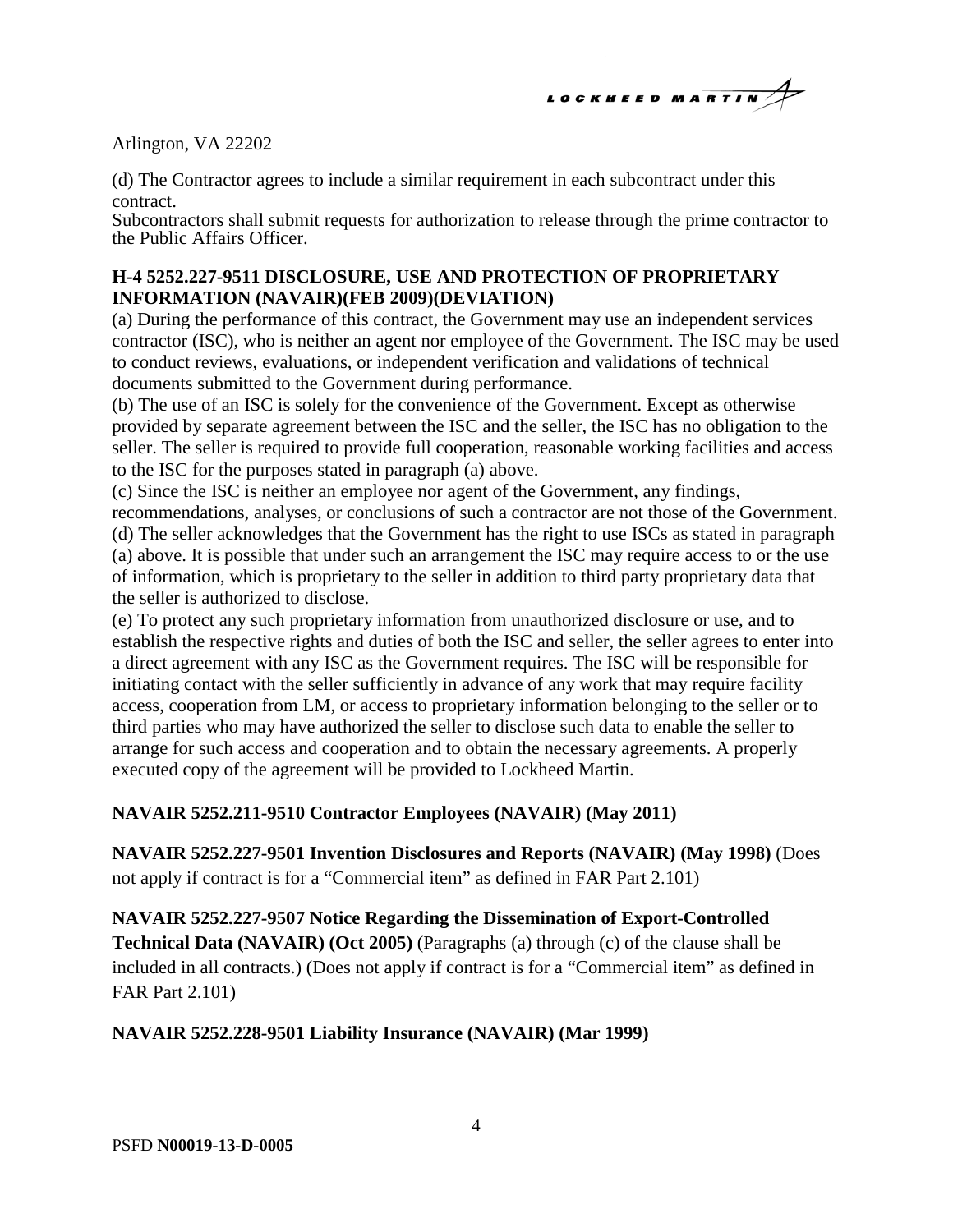Arlington, VA 22202

(d) The Contractor agrees to include a similar requirement in each subcontract under this contract.
Subcontractors shall submit requests for authorization to release through the prime contractor to the Public Affairs Officer.

**H-4 5252.227-9511 DISCLOSURE, USE AND PROTECTION OF PROPRIETARY INFORMATION (NAVAIR)(FEB 2009)(DEVIATION)**

(a) During the performance of this contract, the Government may use an independent services contractor (ISC), who is neither an agent nor employee of the Government. The ISC may be used to conduct reviews, evaluations, or independent verification and validations of technical documents submitted to the Government during performance.
(b) The use of an ISC is solely for the convenience of the Government. Except as otherwise provided by separate agreement between the ISC and the seller, the ISC has no obligation to the seller. The seller is required to provide full cooperation, reasonable working facilities and access to the ISC for the purposes stated in paragraph (a) above.
(c) Since the ISC is neither an employee nor agent of the Government, any findings, recommendations, analyses, or conclusions of such a contractor are not those of the Government.
(d) The seller acknowledges that the Government has the right to use ISCs as stated in paragraph (a) above. It is possible that under such an arrangement the ISC may require access to or the use of information, which is proprietary to the seller in addition to third party proprietary data that the seller is authorized to disclose.
(e) To protect any such proprietary information from unauthorized disclosure or use, and to establish the respective rights and duties of both the ISC and seller, the seller agrees to enter into a direct agreement with any ISC as the Government requires. The ISC will be responsible for initiating contact with the seller sufficiently in advance of any work that may require facility access, cooperation from LM, or access to proprietary information belonging to the seller or to third parties who may have authorized the seller to disclose such data to enable the seller to arrange for such access and cooperation and to obtain the necessary agreements. A properly executed copy of the agreement will be provided to Lockheed Martin.

**NAVAIR 5252.211-9510 Contractor Employees (NAVAIR) (May 2011)**

**NAVAIR 5252.227-9501 Invention Disclosures and Reports (NAVAIR) (May 1998)** (Does not apply if contract is for a "Commercial item" as defined in FAR Part 2.101)

**NAVAIR 5252.227-9507 Notice Regarding the Dissemination of Export-Controlled Technical Data (NAVAIR) (Oct 2005)** (Paragraphs (a) through (c) of the clause shall be included in all contracts.) (Does not apply if contract is for a "Commercial item" as defined in FAR Part 2.101)

**NAVAIR 5252.228-9501 Liability Insurance (NAVAIR) (Mar 1999)**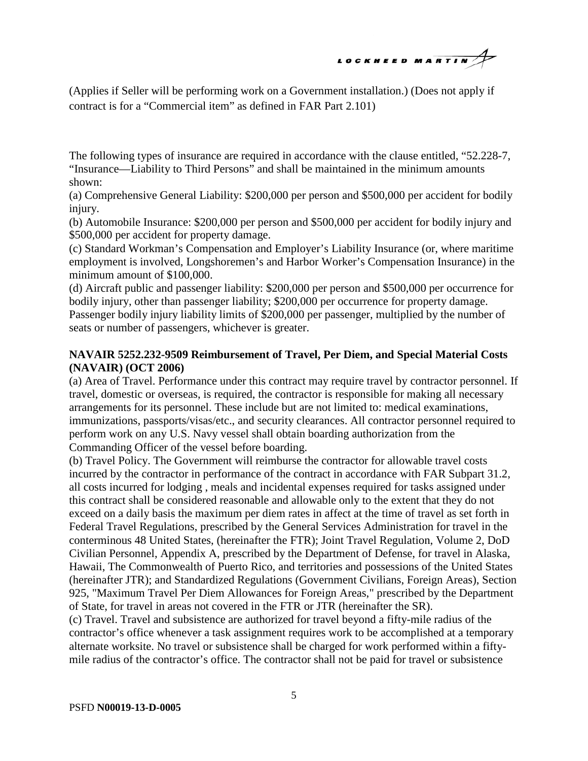(Applies if Seller will be performing work on a Government installation.) (Does not apply if contract is for a "Commercial item" as defined in FAR Part 2.101)

The following types of insurance are required in accordance with the clause entitled, "52.228-7, "Insurance—Liability to Third Persons" and shall be maintained in the minimum amounts shown:

(a) Comprehensive General Liability: $200,000 per person and $500,000 per accident for bodily injury.

(b) Automobile Insurance: $200,000 per person and $500,000 per accident for bodily injury and $500,000 per accident for property damage.

(c) Standard Workman's Compensation and Employer's Liability Insurance (or, where maritime employment is involved, Longshoremen's and Harbor Worker's Compensation Insurance) in the minimum amount of $100,000.

(d) Aircraft public and passenger liability: $200,000 per person and $500,000 per occurrence for bodily injury, other than passenger liability; $200,000 per occurrence for property damage. Passenger bodily injury liability limits of $200,000 per passenger, multiplied by the number of seats or number of passengers, whichever is greater.

**NAVAIR 5252.232-9509 Reimbursement of Travel, Per Diem, and Special Material Costs (NAVAIR) (OCT 2006)**

(a) Area of Travel. Performance under this contract may require travel by contractor personnel. If travel, domestic or overseas, is required, the contractor is responsible for making all necessary arrangements for its personnel. These include but are not limited to: medical examinations, immunizations, passports/visas/etc., and security clearances. All contractor personnel required to perform work on any U.S. Navy vessel shall obtain boarding authorization from the Commanding Officer of the vessel before boarding.

(b) Travel Policy. The Government will reimburse the contractor for allowable travel costs incurred by the contractor in performance of the contract in accordance with FAR Subpart 31.2, all costs incurred for lodging , meals and incidental expenses required for tasks assigned under this contract shall be considered reasonable and allowable only to the extent that they do not exceed on a daily basis the maximum per diem rates in affect at the time of travel as set forth in Federal Travel Regulations, prescribed by the General Services Administration for travel in the conterminous 48 United States, (hereinafter the FTR); Joint Travel Regulation, Volume 2, DoD Civilian Personnel, Appendix A, prescribed by the Department of Defense, for travel in Alaska, Hawaii, The Commonwealth of Puerto Rico, and territories and possessions of the United States (hereinafter JTR); and Standardized Regulations (Government Civilians, Foreign Areas), Section 925, "Maximum Travel Per Diem Allowances for Foreign Areas," prescribed by the Department of State, for travel in areas not covered in the FTR or JTR (hereinafter the SR).

(c) Travel. Travel and subsistence are authorized for travel beyond a fifty-mile radius of the contractor's office whenever a task assignment requires work to be accomplished at a temporary alternate worksite. No travel or subsistence shall be charged for work performed within a fifty-mile radius of the contractor's office. The contractor shall not be paid for travel or subsistence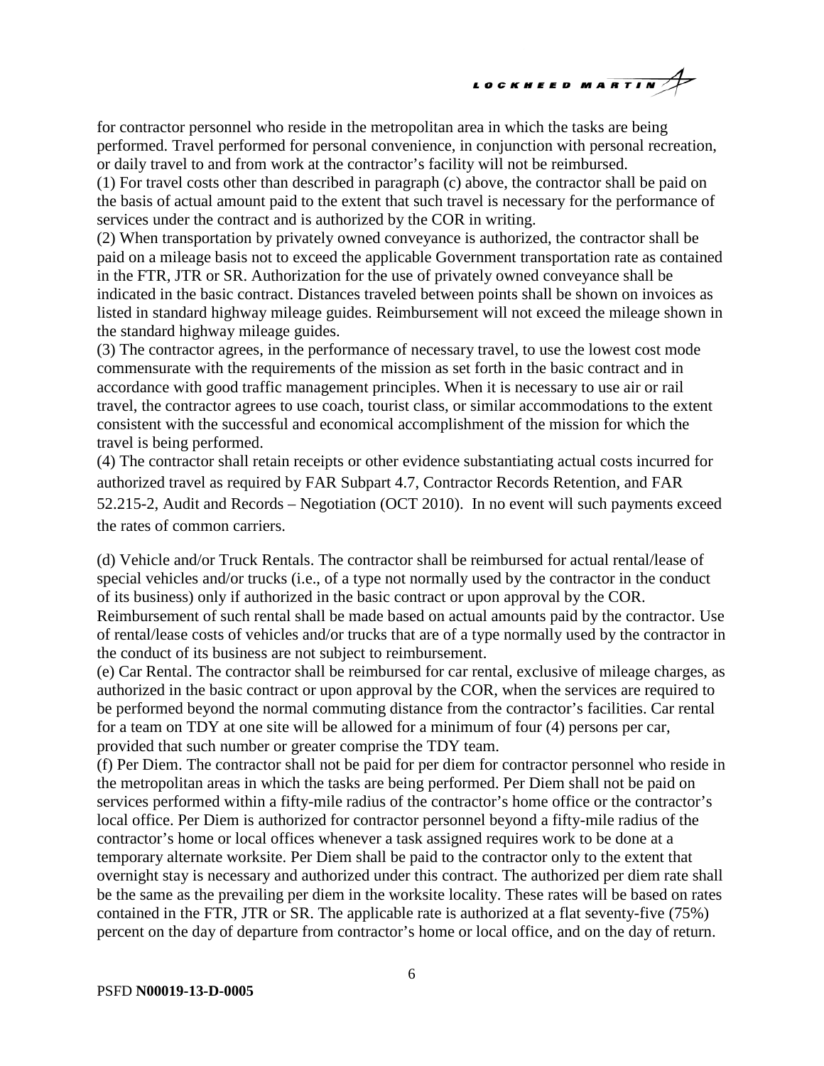for contractor personnel who reside in the metropolitan area in which the tasks are being performed. Travel performed for personal convenience, in conjunction with personal recreation, or daily travel to and from work at the contractor's facility will not be reimbursed.

(1) For travel costs other than described in paragraph (c) above, the contractor shall be paid on the basis of actual amount paid to the extent that such travel is necessary for the performance of services under the contract and is authorized by the COR in writing.

(2) When transportation by privately owned conveyance is authorized, the contractor shall be paid on a mileage basis not to exceed the applicable Government transportation rate as contained in the FTR, JTR or SR. Authorization for the use of privately owned conveyance shall be indicated in the basic contract. Distances traveled between points shall be shown on invoices as listed in standard highway mileage guides. Reimbursement will not exceed the mileage shown in the standard highway mileage guides.

(3) The contractor agrees, in the performance of necessary travel, to use the lowest cost mode commensurate with the requirements of the mission as set forth in the basic contract and in accordance with good traffic management principles. When it is necessary to use air or rail travel, the contractor agrees to use coach, tourist class, or similar accommodations to the extent consistent with the successful and economical accomplishment of the mission for which the travel is being performed.

(4) The contractor shall retain receipts or other evidence substantiating actual costs incurred for authorized travel as required by FAR Subpart 4.7, Contractor Records Retention, and FAR 52.215-2, Audit and Records – Negotiation (OCT 2010). In no event will such payments exceed the rates of common carriers.

(d) Vehicle and/or Truck Rentals. The contractor shall be reimbursed for actual rental/lease of special vehicles and/or trucks (i.e., of a type not normally used by the contractor in the conduct of its business) only if authorized in the basic contract or upon approval by the COR. Reimbursement of such rental shall be made based on actual amounts paid by the contractor. Use of rental/lease costs of vehicles and/or trucks that are of a type normally used by the contractor in the conduct of its business are not subject to reimbursement.

(e) Car Rental. The contractor shall be reimbursed for car rental, exclusive of mileage charges, as authorized in the basic contract or upon approval by the COR, when the services are required to be performed beyond the normal commuting distance from the contractor's facilities. Car rental for a team on TDY at one site will be allowed for a minimum of four (4) persons per car, provided that such number or greater comprise the TDY team.

(f) Per Diem. The contractor shall not be paid for per diem for contractor personnel who reside in the metropolitan areas in which the tasks are being performed. Per Diem shall not be paid on services performed within a fifty-mile radius of the contractor's home office or the contractor's local office. Per Diem is authorized for contractor personnel beyond a fifty-mile radius of the contractor's home or local offices whenever a task assigned requires work to be done at a temporary alternate worksite. Per Diem shall be paid to the contractor only to the extent that overnight stay is necessary and authorized under this contract. The authorized per diem rate shall be the same as the prevailing per diem in the worksite locality. These rates will be based on rates contained in the FTR, JTR or SR. The applicable rate is authorized at a flat seventy-five (75%) percent on the day of departure from contractor's home or local office, and on the day of return.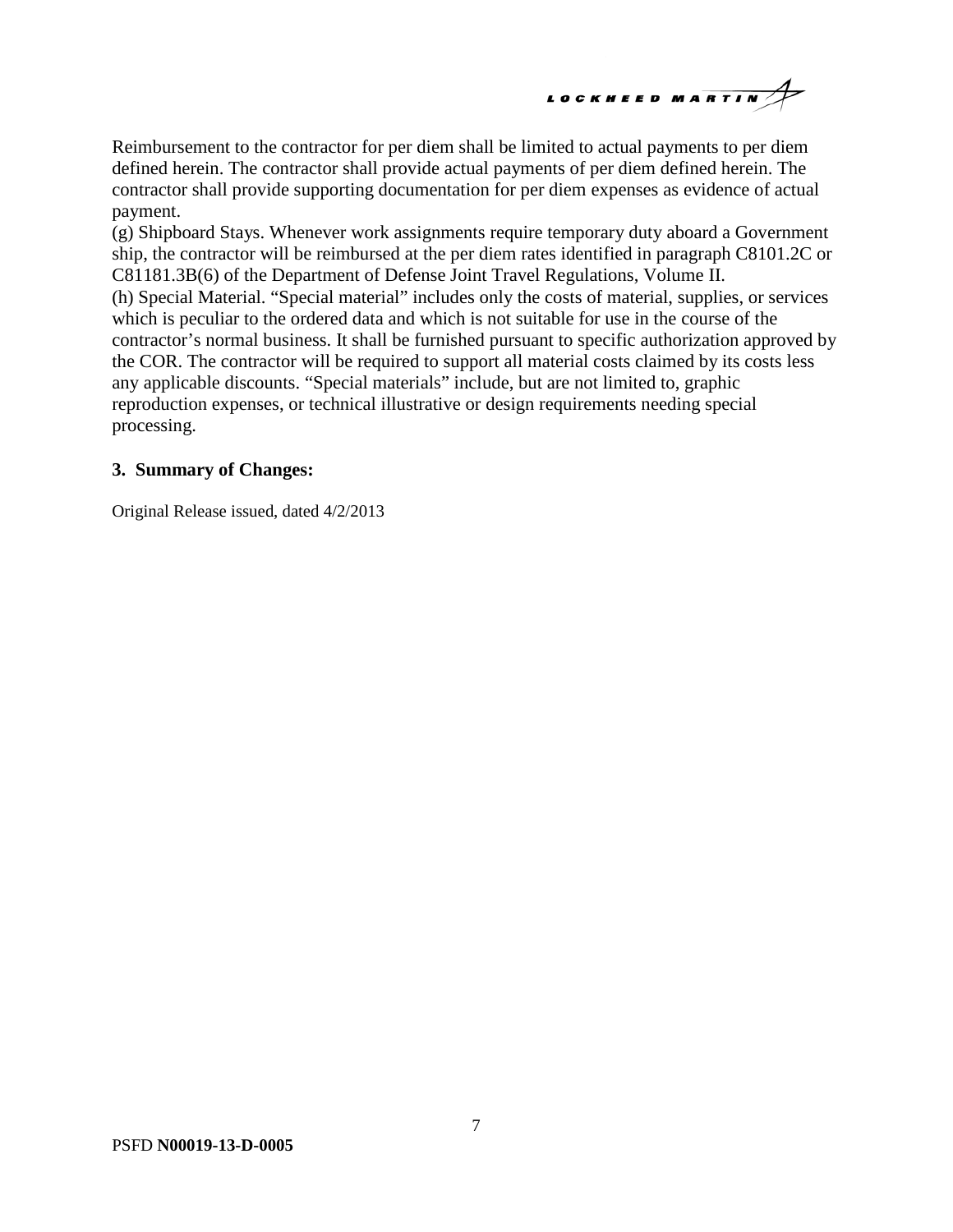Reimbursement to the contractor for per diem shall be limited to actual payments to per diem defined herein. The contractor shall provide actual payments of per diem defined herein. The contractor shall provide supporting documentation for per diem expenses as evidence of actual payment.

(g) Shipboard Stays. Whenever work assignments require temporary duty aboard a Government ship, the contractor will be reimbursed at the per diem rates identified in paragraph C8101.2C or C81181.3B(6) of the Department of Defense Joint Travel Regulations, Volume II.

(h) Special Material. “Special material” includes only the costs of material, supplies, or services which is peculiar to the ordered data and which is not suitable for use in the course of the contractor’s normal business. It shall be furnished pursuant to specific authorization approved by the COR. The contractor will be required to support all material costs claimed by its costs less any applicable discounts. “Special materials” include, but are not limited to, graphic reproduction expenses, or technical illustrative or design requirements needing special processing.

### 3. Summary of Changes:

Original Release issued, dated 4/2/2013